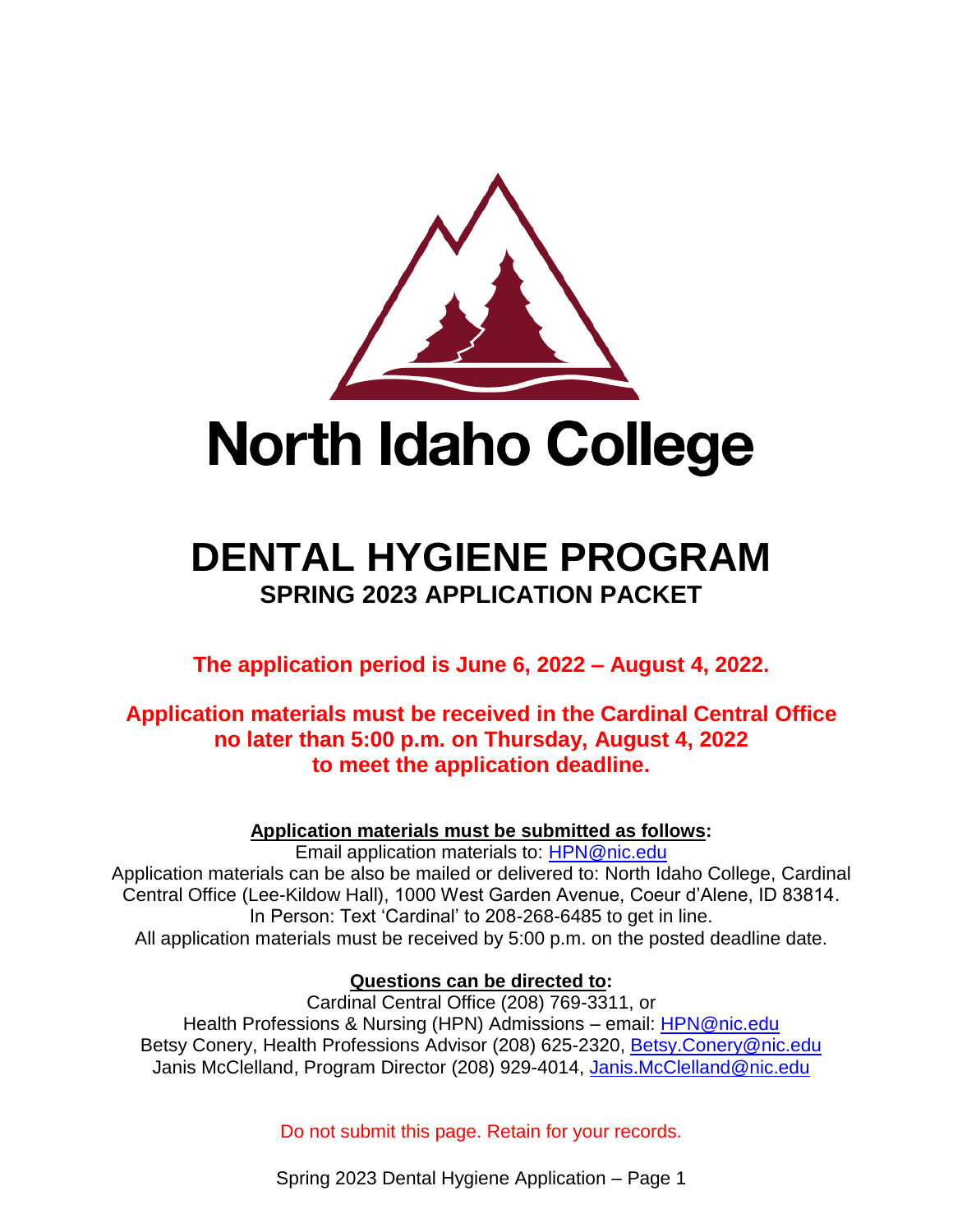# North Idaho College

# DENTAL HYGIENE PROGRAM

## SPRING 2023 APPLICATION PACKET

**The application period is June 6, 2022 – August 4, 2022.**

**Application materials must be received in the Cardinal Central Office no later than 5:00 p.m. on Thursday, August 4, 2022 to meet the application deadline.**

**Application materials must be submitted as follows:**

Email application materials to: HPN@nic.edu

Application materials can be also be mailed or delivered to: North Idaho College, Cardinal Central Office (Lee-Kildow Hall), 1000 West Garden Avenue, Coeur d'Alene, ID 83814.

In Person: Text 'Cardinal' to 208-268-6485 to get in line.

All application materials must be received by 5:00 p.m. on the posted deadline date.

**Questions can be directed to:**

Cardinal Central Office (208) 769-3311, or

Health Professions & Nursing (HPN) Admissions – email: HPN@nic.edu

Betsy Conery, Health Professions Advisor (208) 625-2320, Betsy.Conery@nic.edu

Janis McClelland, Program Director (208) 929-4014, Janis.McClelland@nic.edu

Do not submit this page. Retain for your records.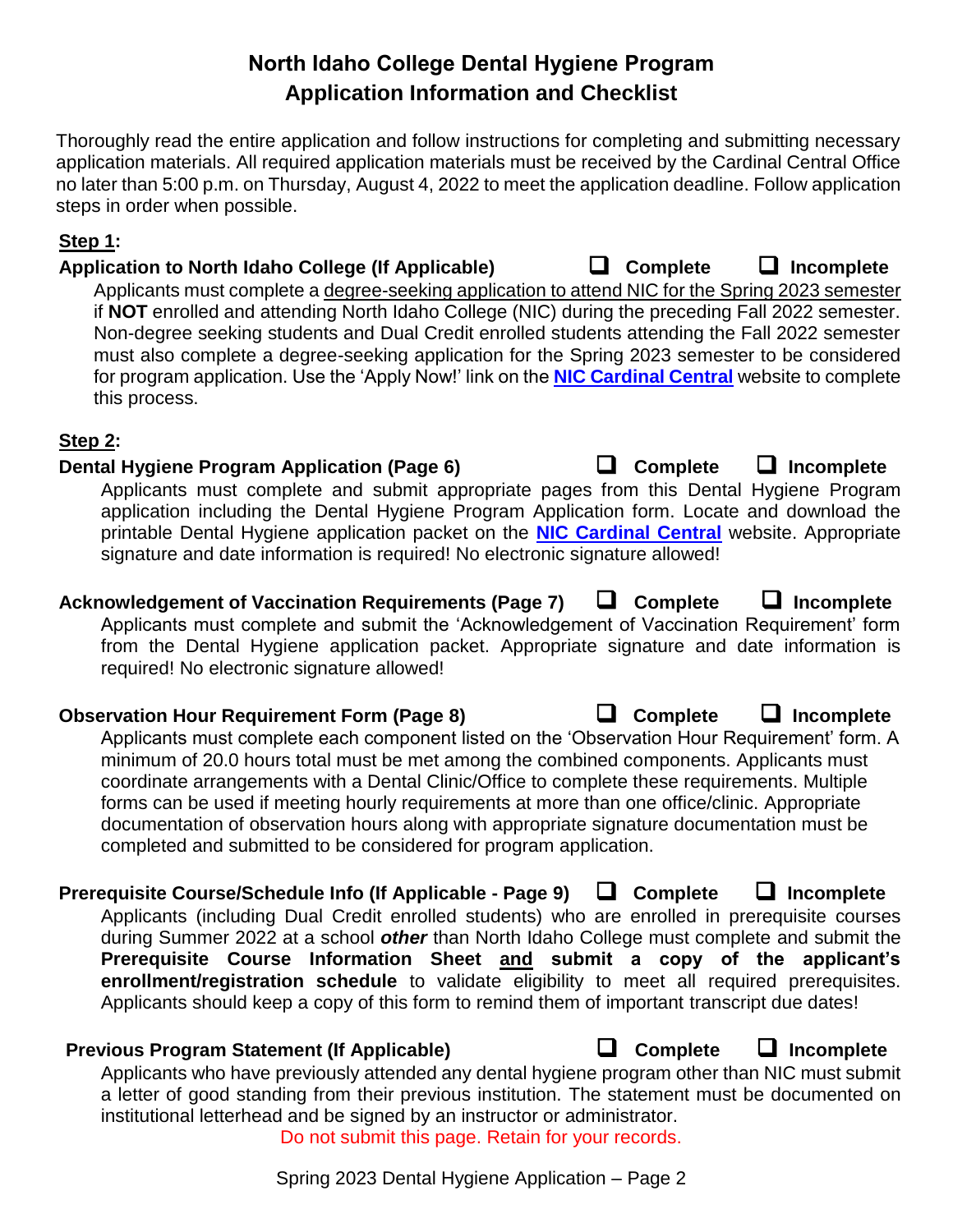# North Idaho College Dental Hygiene Program
## Application Information and Checklist

Thoroughly read the entire application and follow instructions for completing and submitting necessary application materials. All required application materials must be received by the Cardinal Central Office no later than 5:00 p.m. on Thursday, August 4, 2022 to meet the application deadline. Follow application steps in order when possible.

**Step 1:**

**Application to North Idaho College (If Applicable)** ❑ **Complete** ❑ **Incomplete**

Applicants must complete a degree-seeking application to attend NIC for the Spring 2023 semester if **NOT** enrolled and attending North Idaho College (NIC) during the preceding Fall 2022 semester. Non-degree seeking students and Dual Credit enrolled students attending the Fall 2022 semester must also complete a degree-seeking application for the Spring 2023 semester to be considered for program application. Use the 'Apply Now!' link on the **NIC Cardinal Central** website to complete this process.

**Step 2:**

**Dental Hygiene Program Application (Page 6)** ❑ **Complete** ❑ **Incomplete**

Applicants must complete and submit appropriate pages from this Dental Hygiene Program application including the Dental Hygiene Program Application form. Locate and download the printable Dental Hygiene application packet on the **NIC Cardinal Central** website. Appropriate signature and date information is required! No electronic signature allowed!

**Acknowledgement of Vaccination Requirements (Page 7)** ❑ **Complete** ❑ **Incomplete**

Applicants must complete and submit the 'Acknowledgement of Vaccination Requirement' form from the Dental Hygiene application packet. Appropriate signature and date information is required! No electronic signature allowed!

**Observation Hour Requirement Form (Page 8)** ❑ **Complete** ❑ **Incomplete**

Applicants must complete each component listed on the 'Observation Hour Requirement' form. A minimum of 20.0 hours total must be met among the combined components. Applicants must coordinate arrangements with a Dental Clinic/Office to complete these requirements. Multiple forms can be used if meeting hourly requirements at more than one office/clinic. Appropriate documentation of observation hours along with appropriate signature documentation must be completed and submitted to be considered for program application.

**Prerequisite Course/Schedule Info (If Applicable - Page 9)** ❑ **Complete** ❑ **Incomplete**

Applicants (including Dual Credit enrolled students) who are enrolled in prerequisite courses during Summer 2022 at a school ***other*** than North Idaho College must complete and submit the **Prerequisite Course Information Sheet and submit a copy of the applicant's enrollment/registration schedule** to validate eligibility to meet all required prerequisites. Applicants should keep a copy of this form to remind them of important transcript due dates!

**Previous Program Statement (If Applicable)** ❑ **Complete** ❑ **Incomplete**

Applicants who have previously attended any dental hygiene program other than NIC must submit a letter of good standing from their previous institution. The statement must be documented on institutional letterhead and be signed by an instructor or administrator.

Do not submit this page. Retain for your records.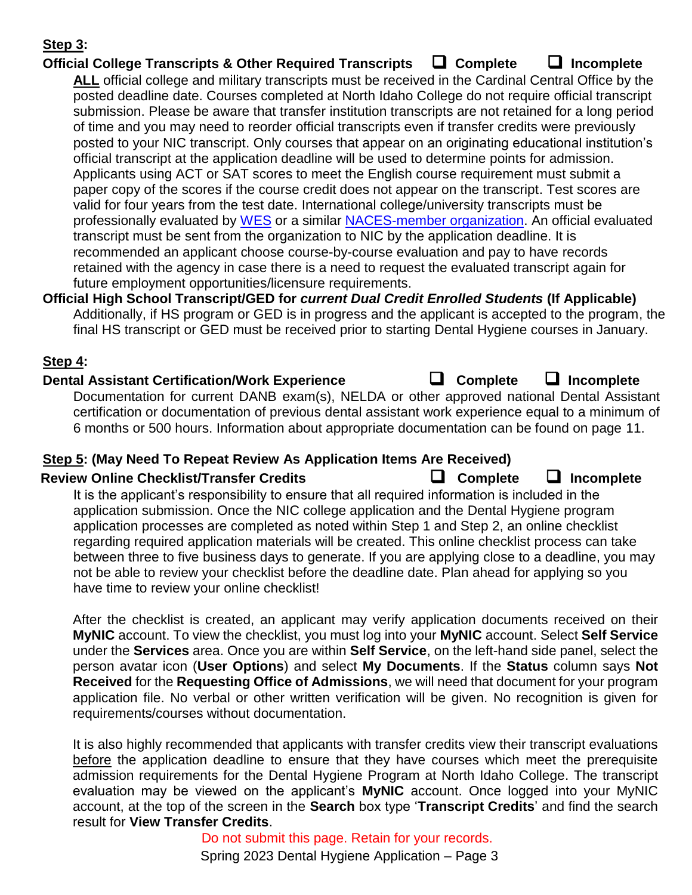**Step 3:**

**Official College Transcripts & Other Required Transcripts** ❑ **Complete** ❑ **Incomplete**

**ALL** official college and military transcripts must be received in the Cardinal Central Office by the posted deadline date. Courses completed at North Idaho College do not require official transcript submission. Please be aware that transfer institution transcripts are not retained for a long period of time and you may need to reorder official transcripts even if transfer credits were previously posted to your NIC transcript. Only courses that appear on an originating educational institution's official transcript at the application deadline will be used to determine points for admission. Applicants using ACT or SAT scores to meet the English course requirement must submit a paper copy of the scores if the course credit does not appear on the transcript. Test scores are valid for four years from the test date. International college/university transcripts must be professionally evaluated by WES or a similar NACES-member organization. An official evaluated transcript must be sent from the organization to NIC by the application deadline. It is recommended an applicant choose course-by-course evaluation and pay to have records retained with the agency in case there is a need to request the evaluated transcript again for future employment opportunities/licensure requirements.

**Official High School Transcript/GED for *current Dual Credit Enrolled Students* (If Applicable)**

Additionally, if HS program or GED is in progress and the applicant is accepted to the program, the final HS transcript or GED must be received prior to starting Dental Hygiene courses in January.

**Step 4:**

**Dental Assistant Certification/Work Experience** ❑ **Complete** ❑ **Incomplete**

Documentation for current DANB exam(s), NELDA or other approved national Dental Assistant certification or documentation of previous dental assistant work experience equal to a minimum of 6 months or 500 hours. Information about appropriate documentation can be found on page 11.

**Step 5: (May Need To Repeat Review As Application Items Are Received)**

**Review Online Checklist/Transfer Credits** ❑ **Complete** ❑ **Incomplete**

It is the applicant's responsibility to ensure that all required information is included in the application submission. Once the NIC college application and the Dental Hygiene program application processes are completed as noted within Step 1 and Step 2, an online checklist regarding required application materials will be created. This online checklist process can take between three to five business days to generate. If you are applying close to a deadline, you may not be able to review your checklist before the deadline date. Plan ahead for applying so you have time to review your online checklist!

After the checklist is created, an applicant may verify application documents received on their **MyNIC** account. To view the checklist, you must log into your **MyNIC** account. Select **Self Service** under the **Services** area. Once you are within **Self Service**, on the left-hand side panel, select the person avatar icon (**User Options**) and select **My Documents**. If the **Status** column says **Not Received** for the **Requesting Office of Admissions**, we will need that document for your program application file. No verbal or other written verification will be given. No recognition is given for requirements/courses without documentation.

It is also highly recommended that applicants with transfer credits view their transcript evaluations before the application deadline to ensure that they have courses which meet the prerequisite admission requirements for the Dental Hygiene Program at North Idaho College. The transcript evaluation may be viewed on the applicant's **MyNIC** account. Once logged into your MyNIC account, at the top of the screen in the **Search** box type '**Transcript Credits**' and find the search result for **View Transfer Credits**.

Do not submit this page. Retain for your records.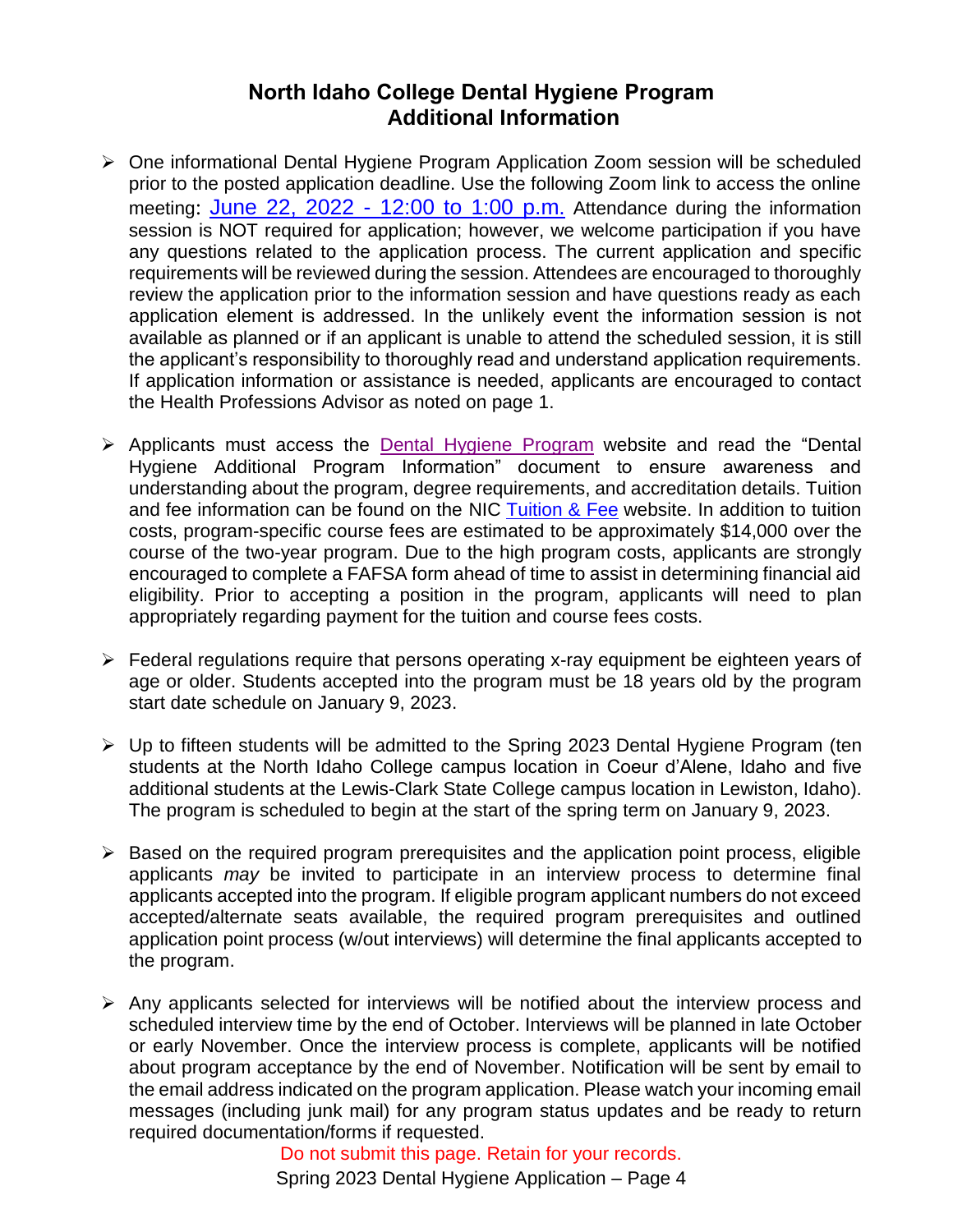# North Idaho College Dental Hygiene Program
## Additional Information

- One informational Dental Hygiene Program Application Zoom session will be scheduled prior to the posted application deadline. Use the following Zoom link to access the online meeting: June 22, 2022 - 12:00 to 1:00 p.m. Attendance during the information session is NOT required for application; however, we welcome participation if you have any questions related to the application process. The current application and specific requirements will be reviewed during the session. Attendees are encouraged to thoroughly review the application prior to the information session and have questions ready as each application element is addressed. In the unlikely event the information session is not available as planned or if an applicant is unable to attend the scheduled session, it is still the applicant's responsibility to thoroughly read and understand application requirements. If application information or assistance is needed, applicants are encouraged to contact the Health Professions Advisor as noted on page 1.

- Applicants must access the Dental Hygiene Program website and read the "Dental Hygiene Additional Program Information" document to ensure awareness and understanding about the program, degree requirements, and accreditation details. Tuition and fee information can be found on the NIC Tuition & Fee website. In addition to tuition costs, program-specific course fees are estimated to be approximately $14,000 over the course of the two-year program. Due to the high program costs, applicants are strongly encouraged to complete a FAFSA form ahead of time to assist in determining financial aid eligibility. Prior to accepting a position in the program, applicants will need to plan appropriately regarding payment for the tuition and course fees costs.

- Federal regulations require that persons operating x-ray equipment be eighteen years of age or older. Students accepted into the program must be 18 years old by the program start date schedule on January 9, 2023.

- Up to fifteen students will be admitted to the Spring 2023 Dental Hygiene Program (ten students at the North Idaho College campus location in Coeur d'Alene, Idaho and five additional students at the Lewis-Clark State College campus location in Lewiston, Idaho). The program is scheduled to begin at the start of the spring term on January 9, 2023.

- Based on the required program prerequisites and the application point process, eligible applicants *may* be invited to participate in an interview process to determine final applicants accepted into the program. If eligible program applicant numbers do not exceed accepted/alternate seats available, the required program prerequisites and outlined application point process (w/out interviews) will determine the final applicants accepted to the program.

- Any applicants selected for interviews will be notified about the interview process and scheduled interview time by the end of October. Interviews will be planned in late October or early November. Once the interview process is complete, applicants will be notified about program acceptance by the end of November. Notification will be sent by email to the email address indicated on the program application. Please watch your incoming email messages (including junk mail) for any program status updates and be ready to return required documentation/forms if requested.

Do not submit this page. Retain for your records.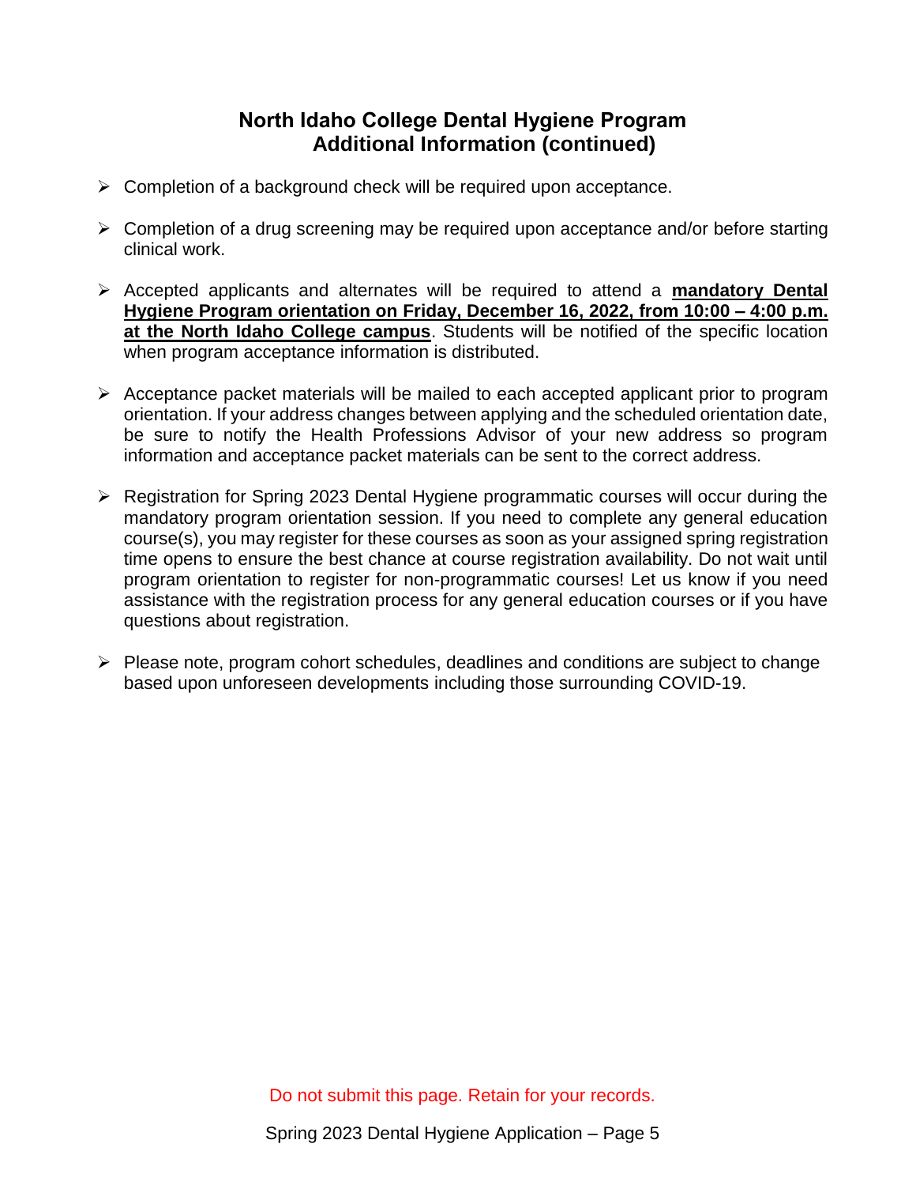## North Idaho College Dental Hygiene Program
## Additional Information (continued)

- Completion of a background check will be required upon acceptance.
- Completion of a drug screening may be required upon acceptance and/or before starting clinical work.
- Accepted applicants and alternates will be required to attend a **mandatory Dental Hygiene Program orientation on Friday, December 16, 2022, from 10:00 – 4:00 p.m. at the North Idaho College campus**. Students will be notified of the specific location when program acceptance information is distributed.
- Acceptance packet materials will be mailed to each accepted applicant prior to program orientation. If your address changes between applying and the scheduled orientation date, be sure to notify the Health Professions Advisor of your new address so program information and acceptance packet materials can be sent to the correct address.
- Registration for Spring 2023 Dental Hygiene programmatic courses will occur during the mandatory program orientation session. If you need to complete any general education course(s), you may register for these courses as soon as your assigned spring registration time opens to ensure the best chance at course registration availability. Do not wait until program orientation to register for non-programmatic courses! Let us know if you need assistance with the registration process for any general education courses or if you have questions about registration.
- Please note, program cohort schedules, deadlines and conditions are subject to change based upon unforeseen developments including those surrounding COVID-19.

Do not submit this page. Retain for your records.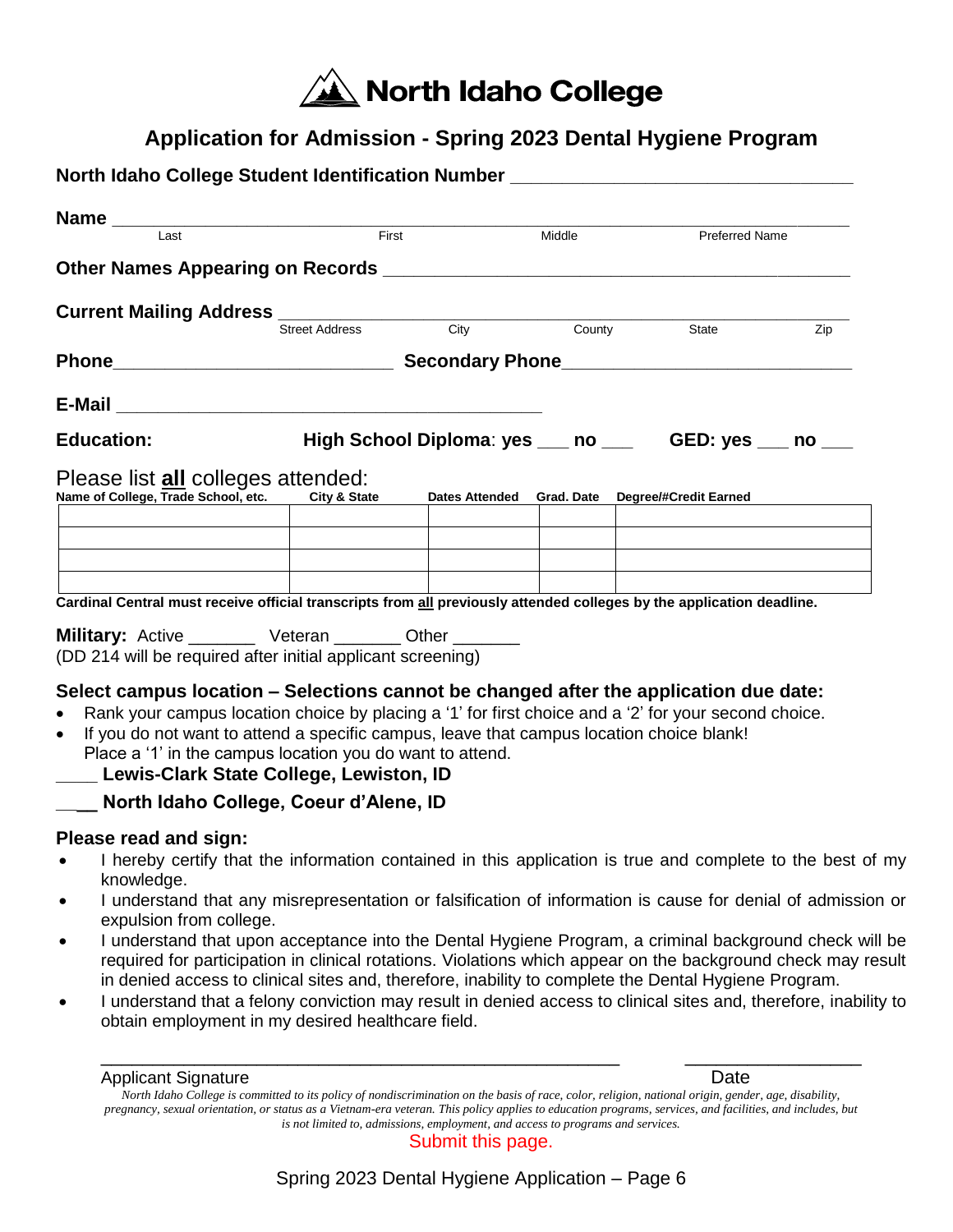# North Idaho College

## Application for Admission - Spring 2023 Dental Hygiene Program

**North Idaho College Student Identification Number** ________________________________

**Name** ______________________________________________________________________

Last First Middle Preferred Name

**Other Names Appearing on Records** ____________________________________________

**Current Mailing Address** _____________________________________________________

Street Address City County State Zip

**Phone**___________________________ **Secondary Phone**___________________________

**E-Mail** _________________________________________

**Education:** **High School Diploma: yes ___ no ___** **GED: yes ___ no ___**

Please list **all** colleges attended:

| Name of College, Trade School, etc. | City & State | Dates Attended | Grad. Date | Degree/#Credit Earned |
|---|---|---|---|---|
| | | | | |
| | | | | |
| | | | | |
| | | | | |

**Cardinal Central must receive official transcripts from all previously attended colleges by the application deadline.**

**Military:** Active _______ Veteran _______ Other _______
(DD 214 will be required after initial applicant screening)

**Select campus location – Selections cannot be changed after the application due date:**

- Rank your campus location choice by placing a '1' for first choice and a '2' for your second choice.
- If you do not want to attend a specific campus, leave that campus location choice blank! Place a '1' in the campus location you do want to attend.

____ **Lewis-Clark State College, Lewiston, ID**

____ **North Idaho College, Coeur d'Alene, ID**

**Please read and sign:**

- I hereby certify that the information contained in this application is true and complete to the best of my knowledge.
- I understand that any misrepresentation or falsification of information is cause for denial of admission or expulsion from college.
- I understand that upon acceptance into the Dental Hygiene Program, a criminal background check will be required for participation in clinical rotations. Violations which appear on the background check may result in denied access to clinical sites and, therefore, inability to complete the Dental Hygiene Program.
- I understand that a felony conviction may result in denied access to clinical sites and, therefore, inability to obtain employment in my desired healthcare field.

_____________________________________________ _______________

Applicant Signature Date

*North Idaho College is committed to its policy of nondiscrimination on the basis of race, color, religion, national origin, gender, age, disability, pregnancy, sexual orientation, or status as a Vietnam-era veteran. This policy applies to education programs, services, and facilities, and includes, but is not limited to, admissions, employment, and access to programs and services.*

Submit this page.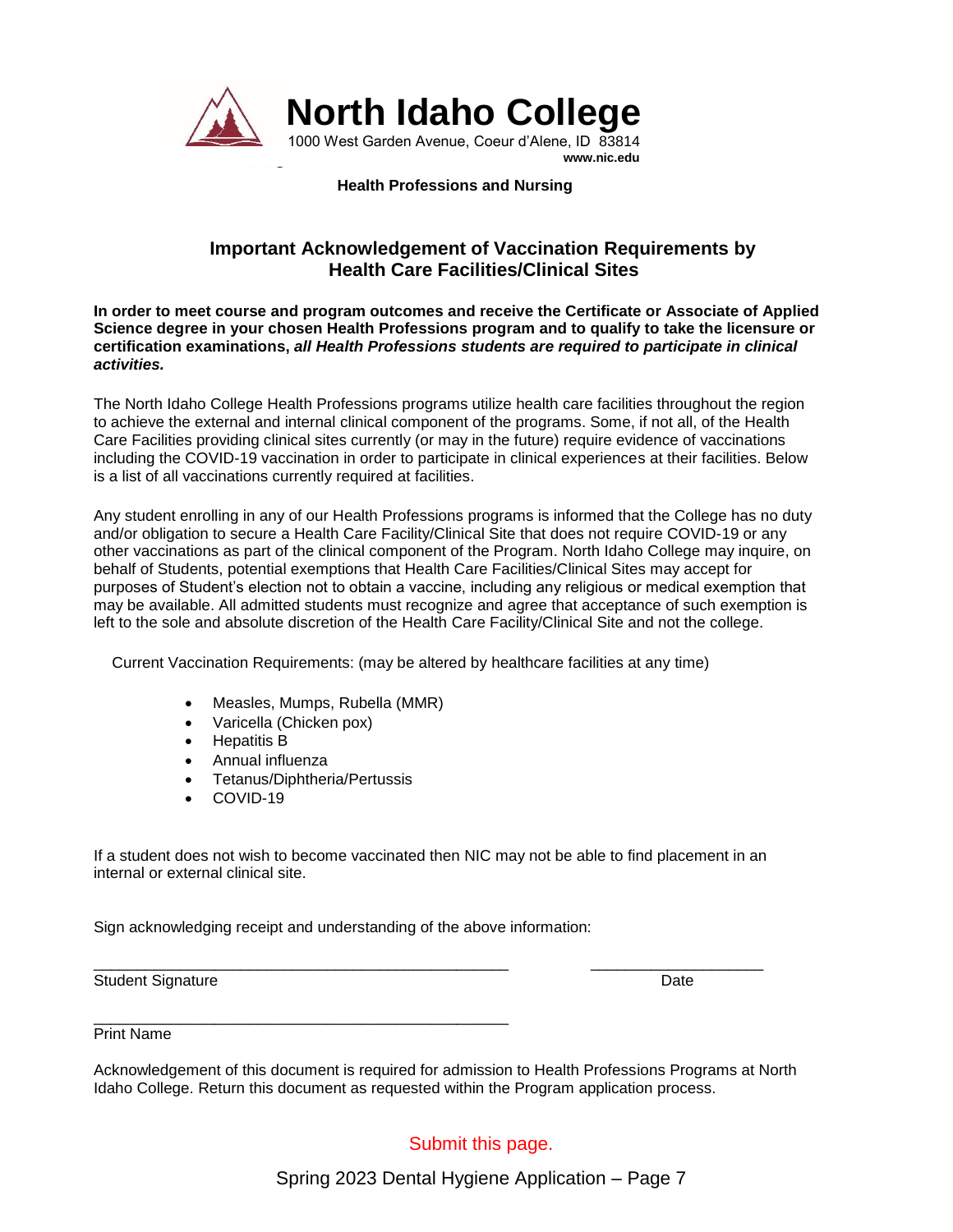# North Idaho College

1000 West Garden Avenue, Coeur d'Alene, ID 83814
**www.nic.edu**

**Health Professions and Nursing**

## Important Acknowledgement of Vaccination Requirements by Health Care Facilities/Clinical Sites

**In order to meet course and program outcomes and receive the Certificate or Associate of Applied Science degree in your chosen Health Professions program and to qualify to take the licensure or certification examinations, *all Health Professions students are required to participate in clinical activities.***

The North Idaho College Health Professions programs utilize health care facilities throughout the region to achieve the external and internal clinical component of the programs. Some, if not all, of the Health Care Facilities providing clinical sites currently (or may in the future) require evidence of vaccinations including the COVID-19 vaccination in order to participate in clinical experiences at their facilities. Below is a list of all vaccinations currently required at facilities.

Any student enrolling in any of our Health Professions programs is informed that the College has no duty and/or obligation to secure a Health Care Facility/Clinical Site that does not require COVID-19 or any other vaccinations as part of the clinical component of the Program. North Idaho College may inquire, on behalf of Students, potential exemptions that Health Care Facilities/Clinical Sites may accept for purposes of Student's election not to obtain a vaccine, including any religious or medical exemption that may be available. All admitted students must recognize and agree that acceptance of such exemption is left to the sole and absolute discretion of the Health Care Facility/Clinical Site and not the college.

Current Vaccination Requirements: (may be altered by healthcare facilities at any time)

- Measles, Mumps, Rubella (MMR)
- Varicella (Chicken pox)
- Hepatitis B
- Annual influenza
- Tetanus/Diphtheria/Pertussis
- COVID-19

If a student does not wish to become vaccinated then NIC may not be able to find placement in an internal or external clinical site.

Sign acknowledging receipt and understanding of the above information:

__________________________________________________ ____________________
Student Signature Date

__________________________________________________
Print Name

Acknowledgement of this document is required for admission to Health Professions Programs at North Idaho College. Return this document as requested within the Program application process.

Submit this page.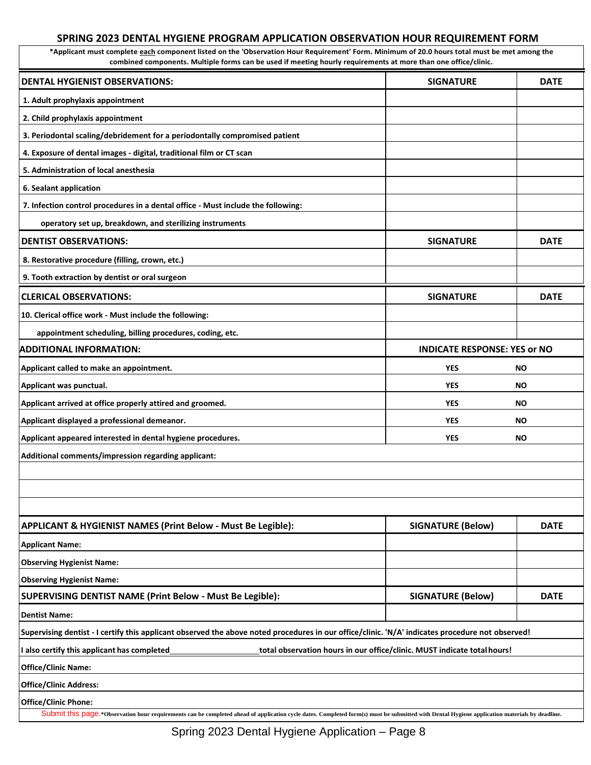## SPRING 2023 DENTAL HYGIENE PROGRAM APPLICATION OBSERVATION HOUR REQUIREMENT FORM

**\*Applicant must complete each component listed on the 'Observation Hour Requirement' Form. Minimum of 20.0 hours total must be met among the combined components. Multiple forms can be used if meeting hourly requirements at more than one office/clinic.**

| DENTAL HYGIENIST OBSERVATIONS: | SIGNATURE | DATE |
|---|---|---|
| 1. Adult prophylaxis appointment | | |
| 2. Child prophylaxis appointment | | |
| 3. Periodontal scaling/debridement for a periodontally compromised patient | | |
| 4. Exposure of dental images - digital, traditional film or CT scan | | |
| 5. Administration of local anesthesia | | |
| 6. Sealant application | | |
| 7. Infection control procedures in a dental office - Must include the following: | | |
| operatory set up, breakdown, and sterilizing instruments | | |
| **DENTIST OBSERVATIONS:** | **SIGNATURE** | **DATE** |
| 8. Restorative procedure (filling, crown, etc.) | | |
| 9. Tooth extraction by dentist or oral surgeon | | |
| **CLERICAL OBSERVATIONS:** | **SIGNATURE** | **DATE** |
| 10. Clerical office work - Must include the following: | | |
| appointment scheduling, billing procedures, coding, etc. | | |
| **ADDITIONAL INFORMATION:** | **INDICATE RESPONSE: YES or NO** | |
| Applicant called to make an appointment. | YES | NO |
| Applicant was punctual. | YES | NO |
| Applicant arrived at office properly attired and groomed. | YES | NO |
| Applicant displayed a professional demeanor. | YES | NO |
| Applicant appeared interested in dental hygiene procedures. | YES | NO |

**Additional comments/impression regarding applicant:**

&nbsp;

&nbsp;

&nbsp;

| APPLICANT & HYGIENIST NAMES (Print Below - Must Be Legible): | SIGNATURE (Below) | DATE |
|---|---|---|
| Applicant Name: | | |
| Observing Hygienist Name: | | |
| Observing Hygienist Name: | | |
| **SUPERVISING DENTIST NAME (Print Below - Must Be Legible):** | **SIGNATURE (Below)** | **DATE** |
| Dentist Name: | | |

**Supervising dentist - I certify this applicant observed the above noted procedures in our office/clinic. 'N/A' indicates procedure not observed!**

**I also certify this applicant has completed\_\_\_\_\_\_\_\_\_\_\_\_\_\_\_\_\_\_\_\_total observation hours in our office/clinic. MUST indicate total hours!**

**Office/Clinic Name:**

**Office/Clinic Address:**

**Office/Clinic Phone:**

Submit this page. **\*Observation hour requirements can be completed ahead of application cycle dates. Completed form(s) must be submitted with Dental Hygiene application materials by deadline.**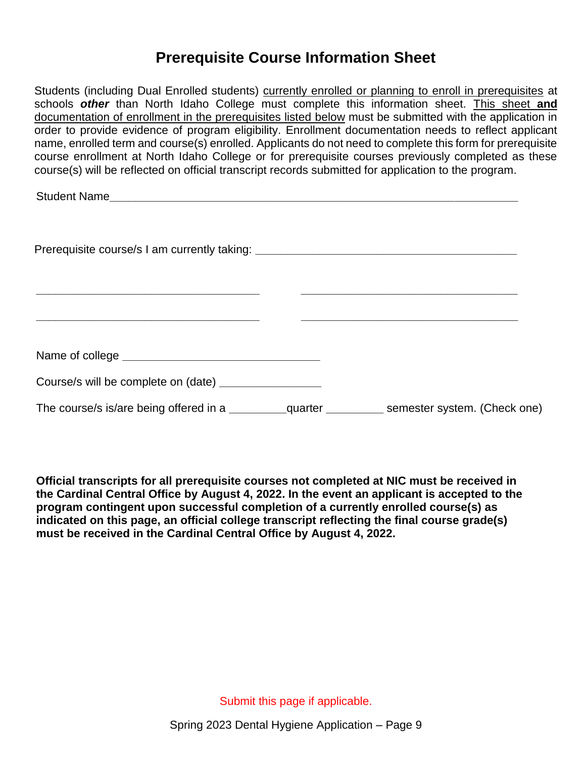# Prerequisite Course Information Sheet

Students (including Dual Enrolled students) <u>currently enrolled or planning to enroll in prerequisites</u> at schools ***other*** than North Idaho College must complete this information sheet. <u>This sheet **and** documentation of enrollment in the prerequisites listed below</u> must be submitted with the application in order to provide evidence of program eligibility. Enrollment documentation needs to reflect applicant name, enrolled term and course(s) enrolled. Applicants do not need to complete this form for prerequisite course enrollment at North Idaho College or for prerequisite courses previously completed as these course(s) will be reflected on official transcript records submitted for application to the program.

Student Name___________________________________________________________

Prerequisite course/s I am currently taking: _______________________________________

___________________________________     ___________________________________

___________________________________     ___________________________________

Name of college ______________________________

Course/s will be complete on (date) _______________

The course/s is/are being offered in a _________quarter _________ semester system. (Check one)

**Official transcripts for all prerequisite courses not completed at NIC must be received in the Cardinal Central Office by August 4, 2022. In the event an applicant is accepted to the program contingent upon successful completion of a currently enrolled course(s) as indicated on this page, an official college transcript reflecting the final course grade(s) must be received in the Cardinal Central Office by August 4, 2022.**

Submit this page if applicable.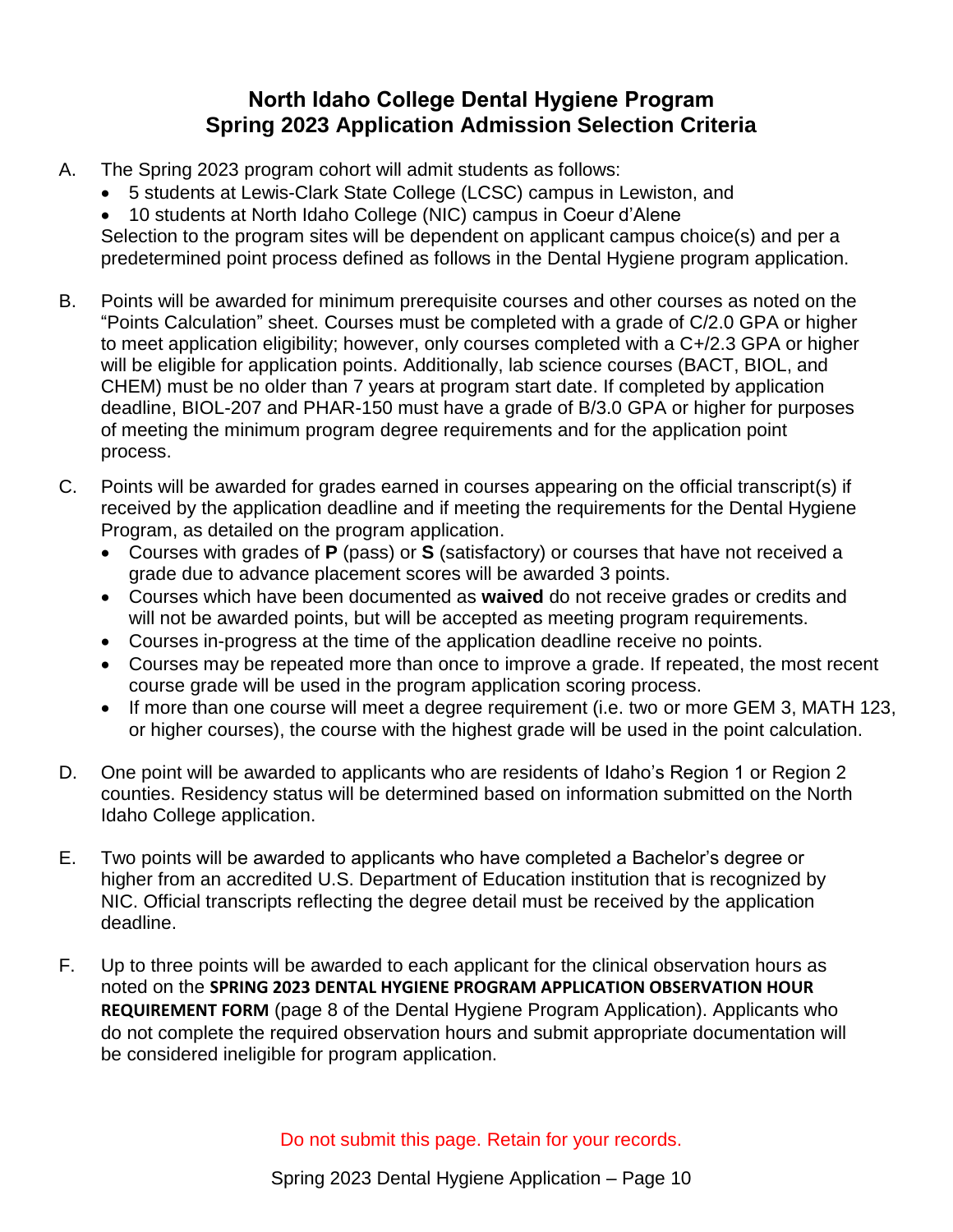# North Idaho College Dental Hygiene Program
# Spring 2023 Application Admission Selection Criteria

A. The Spring 2023 program cohort will admit students as follows:
   - 5 students at Lewis-Clark State College (LCSC) campus in Lewiston, and
   - 10 students at North Idaho College (NIC) campus in Coeur d'Alene

   Selection to the program sites will be dependent on applicant campus choice(s) and per a predetermined point process defined as follows in the Dental Hygiene program application.

B. Points will be awarded for minimum prerequisite courses and other courses as noted on the "Points Calculation" sheet. Courses must be completed with a grade of C/2.0 GPA or higher to meet application eligibility; however, only courses completed with a C+/2.3 GPA or higher will be eligible for application points. Additionally, lab science courses (BACT, BIOL, and CHEM) must be no older than 7 years at program start date. If completed by application deadline, BIOL-207 and PHAR-150 must have a grade of B/3.0 GPA or higher for purposes of meeting the minimum program degree requirements and for the application point process.

C. Points will be awarded for grades earned in courses appearing on the official transcript(s) if received by the application deadline and if meeting the requirements for the Dental Hygiene Program, as detailed on the program application.
   - Courses with grades of **P** (pass) or **S** (satisfactory) or courses that have not received a grade due to advance placement scores will be awarded 3 points.
   - Courses which have been documented as **waived** do not receive grades or credits and will not be awarded points, but will be accepted as meeting program requirements.
   - Courses in-progress at the time of the application deadline receive no points.
   - Courses may be repeated more than once to improve a grade. If repeated, the most recent course grade will be used in the program application scoring process.
   - If more than one course will meet a degree requirement (i.e. two or more GEM 3, MATH 123, or higher courses), the course with the highest grade will be used in the point calculation.

D. One point will be awarded to applicants who are residents of Idaho's Region 1 or Region 2 counties. Residency status will be determined based on information submitted on the North Idaho College application.

E. Two points will be awarded to applicants who have completed a Bachelor's degree or higher from an accredited U.S. Department of Education institution that is recognized by NIC. Official transcripts reflecting the degree detail must be received by the application deadline.

F. Up to three points will be awarded to each applicant for the clinical observation hours as noted on the **SPRING 2023 DENTAL HYGIENE PROGRAM APPLICATION OBSERVATION HOUR REQUIREMENT FORM** (page 8 of the Dental Hygiene Program Application). Applicants who do not complete the required observation hours and submit appropriate documentation will be considered ineligible for program application.

Do not submit this page. Retain for your records.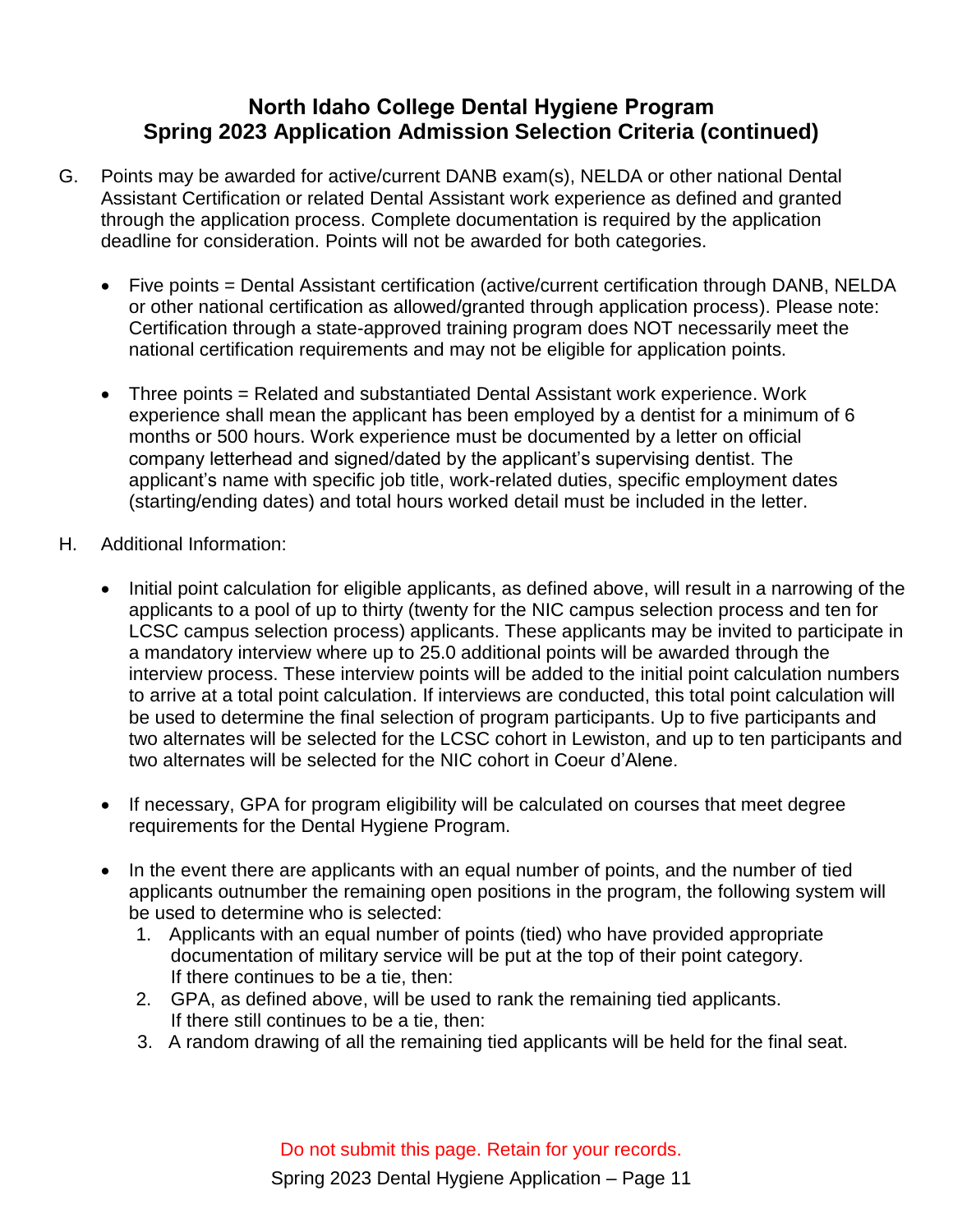## North Idaho College Dental Hygiene Program
## Spring 2023 Application Admission Selection Criteria (continued)

G. Points may be awarded for active/current DANB exam(s), NELDA or other national Dental Assistant Certification or related Dental Assistant work experience as defined and granted through the application process. Complete documentation is required by the application deadline for consideration. Points will not be awarded for both categories.

- Five points = Dental Assistant certification (active/current certification through DANB, NELDA or other national certification as allowed/granted through application process). Please note: Certification through a state-approved training program does NOT necessarily meet the national certification requirements and may not be eligible for application points.

- Three points = Related and substantiated Dental Assistant work experience. Work experience shall mean the applicant has been employed by a dentist for a minimum of 6 months or 500 hours. Work experience must be documented by a letter on official company letterhead and signed/dated by the applicant's supervising dentist. The applicant's name with specific job title, work-related duties, specific employment dates (starting/ending dates) and total hours worked detail must be included in the letter.

H. Additional Information:

- Initial point calculation for eligible applicants, as defined above, will result in a narrowing of the applicants to a pool of up to thirty (twenty for the NIC campus selection process and ten for LCSC campus selection process) applicants. These applicants may be invited to participate in a mandatory interview where up to 25.0 additional points will be awarded through the interview process. These interview points will be added to the initial point calculation numbers to arrive at a total point calculation. If interviews are conducted, this total point calculation will be used to determine the final selection of program participants. Up to five participants and two alternates will be selected for the LCSC cohort in Lewiston, and up to ten participants and two alternates will be selected for the NIC cohort in Coeur d'Alene.

- If necessary, GPA for program eligibility will be calculated on courses that meet degree requirements for the Dental Hygiene Program.

- In the event there are applicants with an equal number of points, and the number of tied applicants outnumber the remaining open positions in the program, the following system will be used to determine who is selected:
  1. Applicants with an equal number of points (tied) who have provided appropriate documentation of military service will be put at the top of their point category. If there continues to be a tie, then:
  2. GPA, as defined above, will be used to rank the remaining tied applicants. If there still continues to be a tie, then:
  3. A random drawing of all the remaining tied applicants will be held for the final seat.

Do not submit this page. Retain for your records.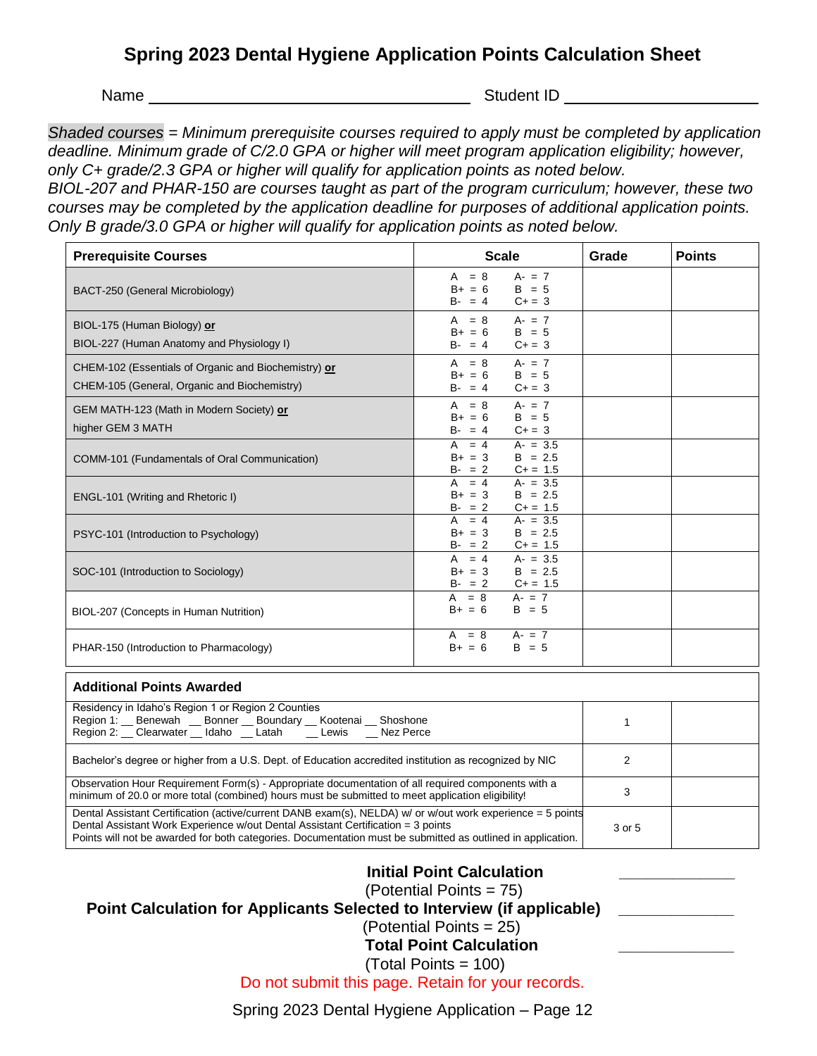# Spring 2023 Dental Hygiene Application Points Calculation Sheet

Name ______________________________ Student ID ____________________

*Shaded courses = Minimum prerequisite courses required to apply must be completed by application deadline. Minimum grade of C/2.0 GPA or higher will meet program application eligibility; however, only C+ grade/2.3 GPA or higher will qualify for application points as noted below.*
*BIOL-207 and PHAR-150 are courses taught as part of the program curriculum; however, these two courses may be completed by the application deadline for purposes of additional application points. Only B grade/3.0 GPA or higher will qualify for application points as noted below.*

| Prerequisite Courses | Scale | Grade | Points |
|---|---|---|---|
| BACT-250 (General Microbiology) | A = 8, A- = 7, B+ = 6, B = 5, B- = 4, C+ = 3 | | |
| BIOL-175 (Human Biology) **or** BIOL-227 (Human Anatomy and Physiology I) | A = 8, A- = 7, B+ = 6, B = 5, B- = 4, C+ = 3 | | |
| CHEM-102 (Essentials of Organic and Biochemistry) **or** CHEM-105 (General, Organic and Biochemistry) | A = 8, A- = 7, B+ = 6, B = 5, B- = 4, C+ = 3 | | |
| GEM MATH-123 (Math in Modern Society) **or** higher GEM 3 MATH | A = 8, A- = 7, B+ = 6, B = 5, B- = 4, C+ = 3 | | |
| COMM-101 (Fundamentals of Oral Communication) | A = 4, A- = 3.5, B+ = 3, B = 2.5, B- = 2, C+ = 1.5 | | |
| ENGL-101 (Writing and Rhetoric I) | A = 4, A- = 3.5, B+ = 3, B = 2.5, B- = 2, C+ = 1.5 | | |
| PSYC-101 (Introduction to Psychology) | A = 4, A- = 3.5, B+ = 3, B = 2.5, B- = 2, C+ = 1.5 | | |
| SOC-101 (Introduction to Sociology) | A = 4, A- = 3.5, B+ = 3, B = 2.5, B- = 2, C+ = 1.5 | | |
| BIOL-207 (Concepts in Human Nutrition) | A = 8, A- = 7, B+ = 6, B = 5 | | |
| PHAR-150 (Introduction to Pharmacology) | A = 8, A- = 7, B+ = 6, B = 5 | | |

| Additional Points Awarded | | |
|---|---|---|
| Residency in Idaho's Region 1 or Region 2 Counties<br>Region 1: __ Benewah __ Bonner __ Boundary __ Kootenai __ Shoshone<br>Region 2: __ Clearwater __ Idaho __ Latah __ Lewis __ Nez Perce | 1 | |
| Bachelor's degree or higher from a U.S. Dept. of Education accredited institution as recognized by NIC | 2 | |
| Observation Hour Requirement Form(s) - Appropriate documentation of all required components with a minimum of 20.0 or more total (combined) hours must be submitted to meet application eligibility! | 3 | |
| Dental Assistant Certification (active/current DANB exam(s), NELDA) w/ or w/out work experience = 5 points<br>Dental Assistant Work Experience w/out Dental Assistant Certification = 3 points<br>Points will not be awarded for both categories. Documentation must be submitted as outlined in application. | 3 or 5 | |

**Initial Point Calculation** ______________
(Potential Points = 75)

**Point Calculation for Applicants Selected to Interview (if applicable)** ______________
(Potential Points = 25)

**Total Point Calculation** ______________
(Total Points = 100)

Do not submit this page. Retain for your records.